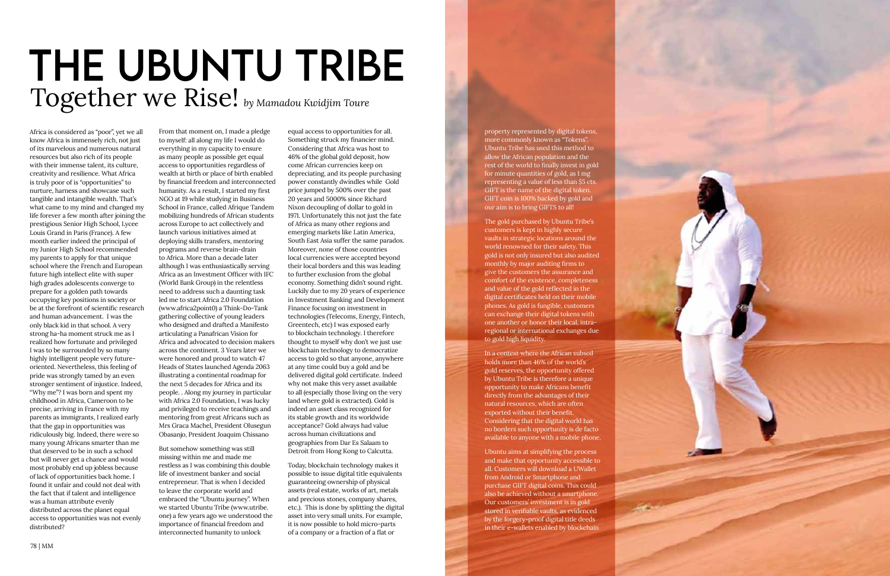# THE UBUNTU TRIBE

## Together we Rise! *by Mamadou Kwidjim Toure*

Africa is considered as "poor", yet we all know Africa is immensely rich, not just of its marvelous and numerous natural resources but also rich of its people with their immense talent, its culture, creativity and resilience. What Africa is truly poor of is "opportunities" to nurture, harness and showcase such tangible and intangible wealth. That's what came to my mind and changed my life forever a few month after joining the prestigious Senior High School, Lycee Louis Grand in Paris (France). A few month earlier indeed the principal of my Junior High School recommended my parents to apply for that unique school where the French and European future high intellect elite with super high grades adolescents converge to prepare for a golden path towards occupying key positions in society or be at the forefront of scientific research and human advancement. I was the only black kid in that school. A very strong ha-ha moment struck me as I realized how fortunate and privileged I was to be surrounded by so many highly intelligent people very future-oriented. Nevertheless, this feeling of pride was strongly tamed by an even stronger sentiment of injustice. Indeed, "Why me"? I was born and spent my childhood in Africa, Cameroon to be precise, arriving in France with my parents as immigrants, I realized early that the gap in opportunities was ridiculously big. Indeed, there were so many young Africans smarter than me that deserved to be in such a school but will never get a chance and would most probably end up jobless because of lack of opportunities back home. I found it unfair and could not deal with the fact that if talent and intelligence was a human attribute evenly distributed across the planet equal access to opportunities was not evenly distributed?

From that moment on, I made a pledge to myself: all along my life I would do everything in my capacity to ensure as many people as possible get equal access to opportunities regardless of wealth at birth or place of birth enabled by financial freedom and interconnected humanity. As a result, I started my first NGO at 19 while studying in Business School in France, called Afrique Tandem mobilizing hundreds of African students across Europe to act collectively and launch various initiatives aimed at deploying skills transfers, mentoring programs and reverse brain-drain to Africa. More than a decade later although I was enthusiastically serving Africa as an Investment Officer with IFC (World Bank Group) in the relentless need to address such a daunting task led me to start Africa 2.0 Foundation (www.africa2point0) a Think-Do-Tank gathering collective of young leaders who designed and drafted a Manifesto articulating a Panafrican Vision for Africa and advocated to decision makers across the continent. 3 Years later we were honored and proud to watch 47 Heads of States launched Agenda 2063 illustrating a continental roadmap for the next 5 decades for Africa and its people. . Along my journey in particular with Africa 2.0 Foundation, I was lucky and privileged to receive teachings and mentoring from great Africans such as Mrs Graca Machel, President Olusegun Obasanjo, President Joaquim Chissano

But somehow something was still missing within me and made me restless as I was combining this double life of investment banker and social entrepreneur. That is when I decided to leave the corporate world and embraced the "Ubuntu journey". When we started Ubuntu Tribe (www.utribe.one) a few years ago we understood the importance of financial freedom and interconnected humanity to unlock equal access to opportunities for all. Something struck my financier mind. Considering that Africa was host to 46% of the global gold deposit, how come African currencies keep on depreciating, and its people purchasing power constantly dwindles while Gold price jumped by 500% over the past 20 years and 5000% since Richard Nixon decoupling of dollar to gold in 1971. Unfortunately this not just the fate of Africa as many other regions and emerging markets like Latin America, South East Asia suffer the same paradox. Moreover, none of those countries local currencies were accepted beyond their local borders and this was leading to further exclusion from the global economy. Something didn't sound right. Luckily due to my 20 years of experience in Investment Banking and Development Finance focusing on investment in technologies (Telecoms, Energy, Fintech, Greentech, etc) I was exposed early to blockchain technology. I therefore thought to myself why don't we just use blockchain technology to democratize access to gold so that anyone, anywhere at any time could buy a gold and be delivered digital gold certificate. Indeed why not make this very asset available to all (especially those living on the very land where gold is extracted). Gold is indeed an asset class recognized for its stable growth and its worldwide acceptance? Gold always had value across human civilizations and geographies from Dar Es Salaam to Detroit from Hong Kong to Calcutta.

Today, blockchain technology makes it possible to issue digital title equivalents guaranteeing ownership of physical assets (real estate, works of art, metals and precious stones, company shares, etc.). This is done by splitting the digital asset into very small units. For example, it is now possible to hold micro-parts of a company or a fraction of a flat or property represented by digital tokens, more commonly known as "Tokens". Ubuntu Tribe has used this method to allow the African population and the rest of the world to finally invest in gold for minute quantities of gold, as 1 mg representing a value of less than $5 cts. GIFT is the name of the digital token. GIFT coin is 100% backed by gold and our aim is to bring GIFTS to all!

The gold purchased by Ubuntu Tribe's customers is kept in highly secure vaults in strategic locations around the world renowned for their safety. This gold is not only insured but also audited monthly by major auditing firms to give the customers the assurance and comfort of the existence, completeness and value of the gold reflected in the digital certificates held on their mobile phones. As gold is fungible, customers can exchange their digital tokens with one another or honor their local, intra-regional or international exchanges due to gold high liquidity.

In a context where the African subsoil holds more than 46% of the world's gold reserves, the opportunity offered by Ubuntu Tribe is therefore a unique opportunity to make Africans benefit directly from the advantages of their natural resources, which are often exported without their benefit. Considering that the digital world has no borders such opportunity is de facto available to anyone with a mobile phone.

Ubuntu aims at simplifying the process and make that opportunity accessible to all. Customers will download a UWallet from Android or Smartphone and purchase GIFT digital coins. This could also be achieved without a smartphone. Our customers' investment is in gold stored in verifiable vaults, as evidenced by the forgery-proof digital title deeds in their e-wallets enabled by blockchain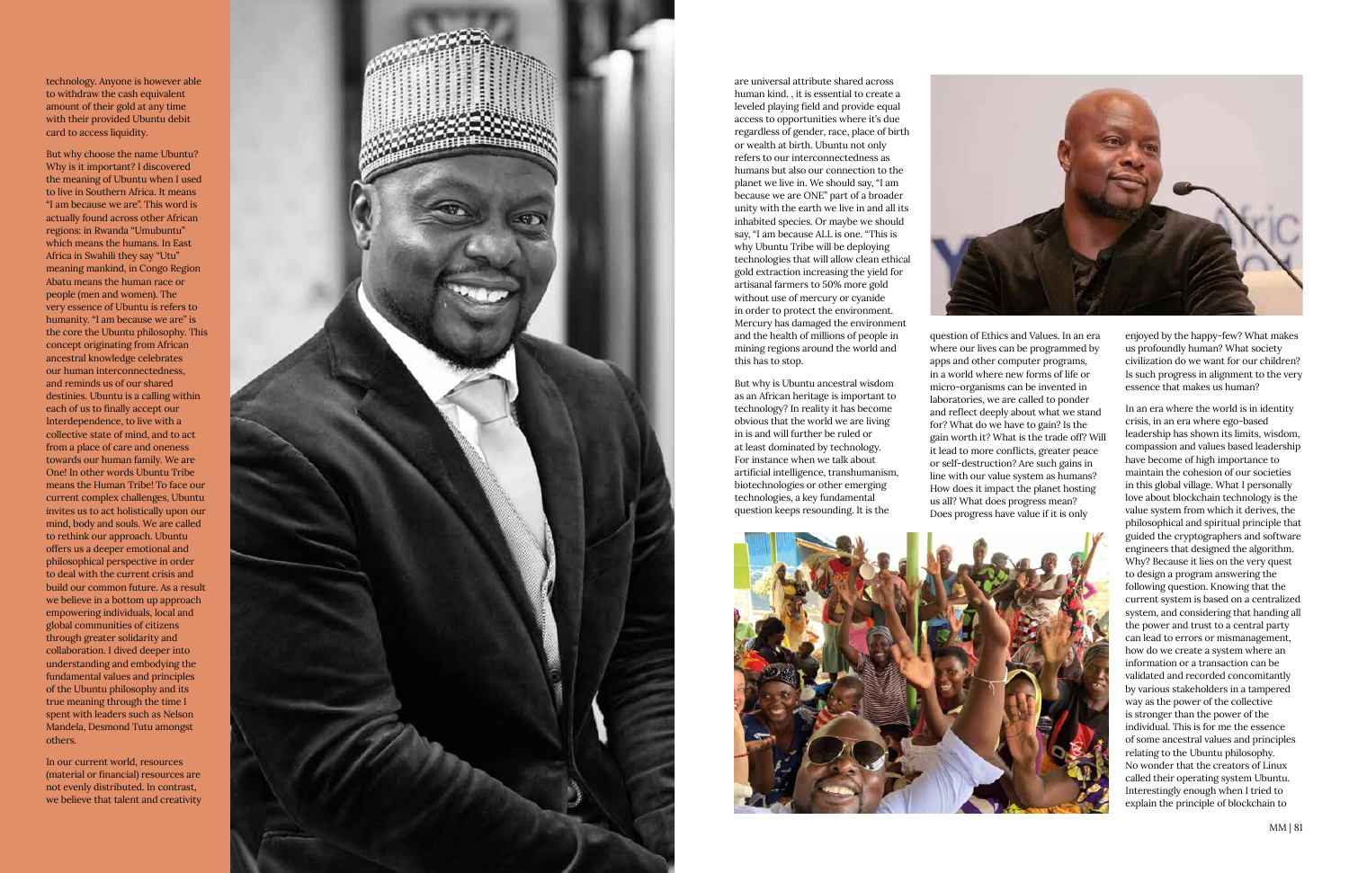technology. Anyone is however able to withdraw the cash equivalent amount of their gold at any time with their provided Ubuntu debit card to access liquidity.

But why choose the name Ubuntu? Why is it important? I discovered the meaning of Ubuntu when I used to live in Southern Africa. It means "I am because we are". This word is actually found across other African regions: in Rwanda "Umubuntu" which means the humans. In East Africa in Swahili they say "Utu" meaning mankind, in Congo Region Abatu means the human race or people (men and women). The very essence of Ubuntu is refers to humanity. "I am because we are" is the core the Ubuntu philosophy. This concept originating from African ancestral knowledge celebrates our human interconnectedness, and reminds us of our shared destinies. Ubuntu is a calling within each of us to finally accept our Interdependence, to live with a collective state of mind, and to act from a place of care and oneness towards our human family. We are One! In other words Ubuntu Tribe means the Human Tribe! To face our current complex challenges, Ubuntu invites us to act holistically upon our mind, body and souls. We are called to rethink our approach. Ubuntu offers us a deeper emotional and philosophical perspective in order to deal with the current crisis and build our common future. As a result we believe in a bottom up approach empowering individuals, local and global communities of citizens through greater solidarity and collaboration. I dived deeper into understanding and embodying the fundamental values and principles of the Ubuntu philosophy and its true meaning through the time I spent with leaders such as Nelson Mandela, Desmond Tutu amongst others.

In our current world, resources (material or financial) resources are not evenly distributed. In contrast, we believe that talent and creativity are universal attribute shared across human kind. , it is essential to create a leveled playing field and provide equal access to opportunities where it's due regardless of gender, race, place of birth or wealth at birth. Ubuntu not only refers to our interconnectedness as humans but also our connection to the planet we live in. We should say, "I am because we are ONE" part of a broader unity with the earth we live in and all its inhabited species. Or maybe we should say, "I am because ALL is one. "This is why Ubuntu Tribe will be deploying technologies that will allow clean ethical gold extraction increasing the yield for artisanal farmers to 50% more gold without use of mercury or cyanide in order to protect the environment. Mercury has damaged the environment and the health of millions of people in mining regions around the world and this has to stop.

But why is Ubuntu ancestral wisdom as an African heritage is important to technology? In reality it has become obvious that the world we are living in is and will further be ruled or at least dominated by technology. For instance when we talk about artificial intelligence, transhumanism, biotechnologies or other emerging technologies, a key fundamental question keeps resounding. It is the question of Ethics and Values. In an era where our lives can be programmed by apps and other computer programs, in a world where new forms of life or micro-organisms can be invented in laboratories, we are called to ponder and reflect deeply about what we stand for? What do we have to gain? Is the gain worth it? What is the trade off? Will it lead to more conflicts, greater peace or self-destruction? Are such gains in line with our value system as humans? How does it impact the planet hosting us all? What does progress mean? Does progress have value if it is only enjoyed by the happy-few? What makes us profoundly human? What society civilization do we want for our children? Is such progress in alignment to the very essence that makes us human?

In an era where the world is in identity crisis, in an era where ego-based leadership has shown its limits, wisdom, compassion and values based leadership have become of high importance to maintain the cohesion of our societies in this global village. What I personally love about blockchain technology is the value system from which it derives, the philosophical and spiritual principle that guided the cryptographers and software engineers that designed the algorithm. Why? Because it lies on the very quest to design a program answering the following question. Knowing that the current system is based on a centralized system, and considering that handing all the power and trust to a central party can lead to errors or mismanagement, how do we create a system where an information or a transaction can be validated and recorded concomitantly by various stakeholders in a tampered way as the power of the collective is stronger than the power of the individual. This is for me the essence of some ancestral values and principles relating to the Ubuntu philosophy. No wonder that the creators of Linux called their operating system Ubuntu. Interestingly enough when I tried to explain the principle of blockchain to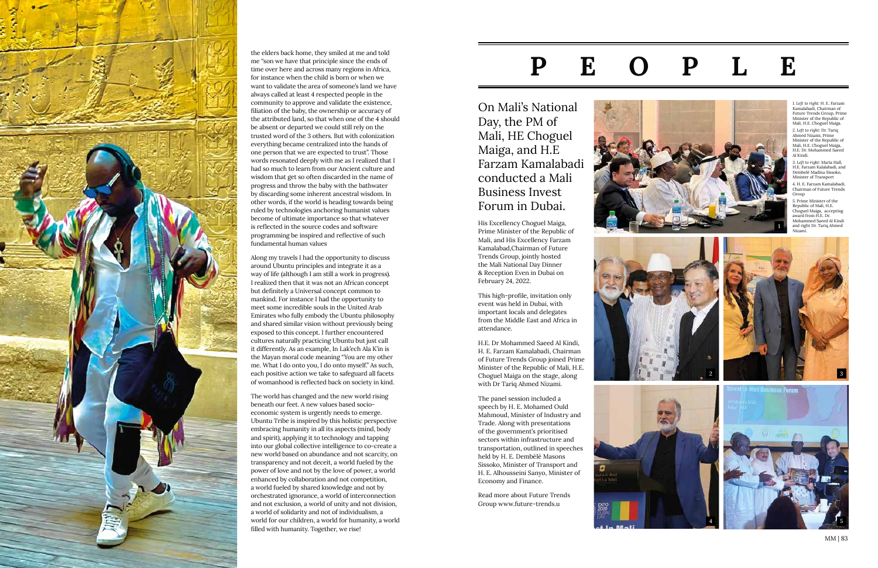the elders back home, they smiled at me and told me "son we have that principle since the ends of time over here and across many regions in Africa, for instance when the child is born or when we want to validate the area of someone's land we have always called at least 4 respected people in the community to approve and validate the existence, filiation of the baby, the ownership or accuracy of the attributed land, so that when one of the 4 should be absent or departed we could still rely on the trusted word of the 3 others. But with colonization everything became centralized into the hands of one person that we are expected to trust". Those words resonated deeply with me as I realized that I had so much to learn from our Ancient culture and wisdom that get so often discarded in the name of progress and throw the baby with the bathwater by discarding some inherent ancestral wisdom. In other words, if the world is heading towards being ruled by technologies anchoring humanist values become of ultimate importance so that whatever is reflected in the source codes and software programming be inspired and reflective of such fundamental human values

Along my travels I had the opportunity to discuss around Ubuntu principles and integrate it as a way of life (although I am still a work in progress). I realized then that it was not an African concept but definitely a Universal concept common to mankind. For instance I had the opportunity to meet some incredible souls in the United Arab Emirates who fully embody the Ubuntu philosophy and shared similar vision without previously being exposed to this concept. I further encountered cultures naturally practicing Ubuntu but just call it differently. As an example, In Lak'ech Ala K'in is the Mayan moral code meaning "You are my other me. What I do onto you, I do onto myself." As such, each positive action we take to safeguard all facets of womanhood is reflected back on society in kind.

The world has changed and the new world rising beneath our feet. A new values based socio-economic system is urgently needs to emerge. Ubuntu Tribe is inspired by this holistic perspective embracing humanity in all its aspects (mind, body and spirit), applying it to technology and tapping into our global collective intelligence to co-create a new world based on abundance and not scarcity, on transparency and not deceit, a world fueled by the power of love and not by the love of power, a world enhanced by collaboration and not competition, a world fueled by shared knowledge and not by orchestrated ignorance, a world of interconnection and not exclusion, a world of unity and not division, a world of solidarity and not of individualism, a world for our children, a world for humanity, a world filled with humanity. Together, we rise!

# P E O P L E

## On Mali's National Day, the PM of Mali, HE Choguel Maiga, and H.E Farzam Kamalabadi conducted a Mali Business Invest Forum in Dubai.

His Excellency Choguel Maiga, Prime Minister of the Republic of Mali, and His Excellency Farzam Kamalabad,Chairman of Future Trends Group, jointly hosted the Mali National Day Dinner & Reception Even in Dubai on February 24, 2022.

This high-profile, invitation only event was held in Dubai, with important locals and delegates from the Middle East and Africa in attendance.

H.E. Dr Mohammed Saeed Al Kindi, H. E. Farzam Kamalabadi, Chairman of Future Trends Group joined Prime Minister of the Republic of Mali, H.E. Choguel Maiga on the stage, along with Dr Tariq Ahmed Nizami.

The panel session included a speech by H. E. Mohamed Ould Mahmoud, Minister of Industry and Trade. Along with presentations of the government's prioritised sectors within infrastructure and transportation, outlined in speeches held by H. E. Dembélé Masons Sissoko, Minister of Transport and H. E. Alhousseini Sanyo, Minister of Economy and Finance.

Read more about Future Trends Group www.future-trends.u

1. *Left to right*: H. E. Farzam Kamalabadi, Chairman of Future Trends Group, Prime Minister of the Republic of Mali, H.E. Choguel Maiga.

2. *Left to right*: Dr. Tariq Ahmed Nizami, Prime Minister of the Republic of Mali, H.E. Choguel Maiga, H.E. Dr. Mohammed Saeed Al Kindi.

3. *Left to right*: Maria Hall, H.E. Farzam Kalalabadi, and Dembélé Madina Sissoko, Minister of Transport

4. H. E. Farzam Kamalabadi, Chairman of Future Trends Group

5. Prime Minister of the Republic of Mali, H.E. Choguel Maiga, accepting award from H.E. Dr. Mohammed Saeed Al Kindi and right Dr. Tariq Ahmed Nizami.